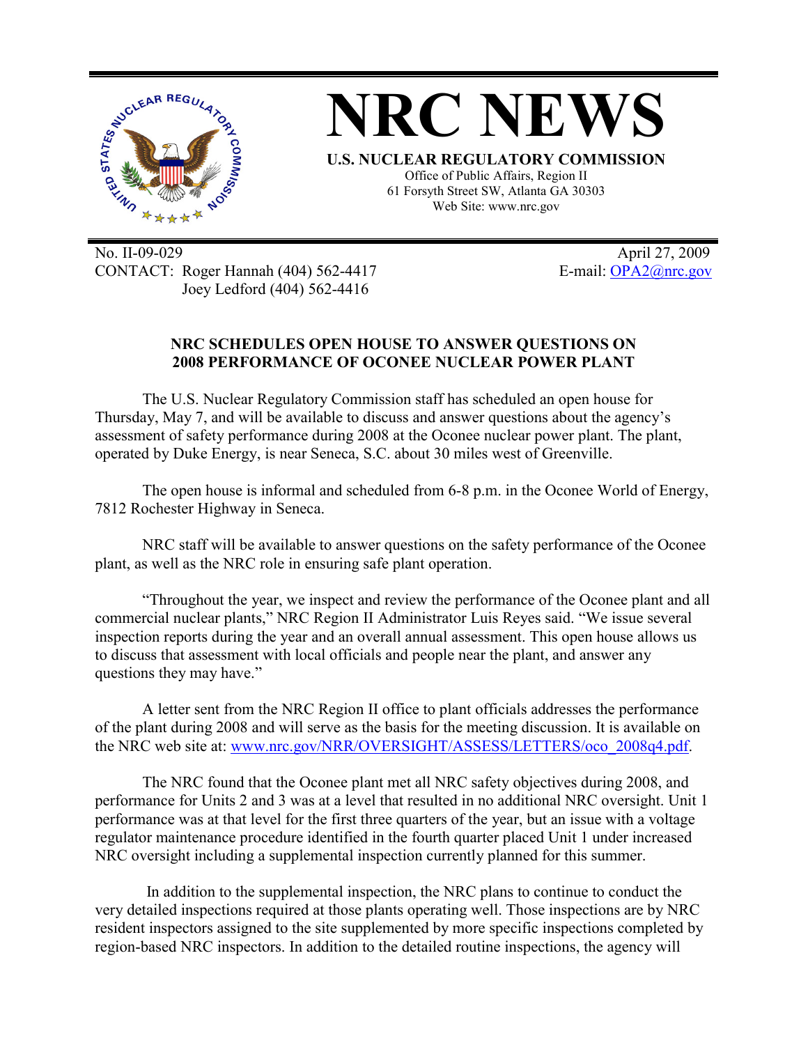# NRC NEWS

**U.S. NUCLEAR REGULATORY COMMISSION**

Office of Public Affairs, Region II
61 Forsyth Street SW, Atlanta GA 30303
Web Site: www.nrc.gov

No. II-09-029
CONTACT: Roger Hannah (404) 562-4417
Joey Ledford (404) 562-4416

April 27, 2009
E-mail: OPA2@nrc.gov

## NRC SCHEDULES OPEN HOUSE TO ANSWER QUESTIONS ON 2008 PERFORMANCE OF OCONEE NUCLEAR POWER PLANT

The U.S. Nuclear Regulatory Commission staff has scheduled an open house for Thursday, May 7, and will be available to discuss and answer questions about the agency's assessment of safety performance during 2008 at the Oconee nuclear power plant. The plant, operated by Duke Energy, is near Seneca, S.C. about 30 miles west of Greenville.

The open house is informal and scheduled from 6-8 p.m. in the Oconee World of Energy, 7812 Rochester Highway in Seneca.

NRC staff will be available to answer questions on the safety performance of the Oconee plant, as well as the NRC role in ensuring safe plant operation.

"Throughout the year, we inspect and review the performance of the Oconee plant and all commercial nuclear plants," NRC Region II Administrator Luis Reyes said. "We issue several inspection reports during the year and an overall annual assessment. This open house allows us to discuss that assessment with local officials and people near the plant, and answer any questions they may have."

A letter sent from the NRC Region II office to plant officials addresses the performance of the plant during 2008 and will serve as the basis for the meeting discussion. It is available on the NRC web site at: www.nrc.gov/NRR/OVERSIGHT/ASSESS/LETTERS/oco_2008q4.pdf.

The NRC found that the Oconee plant met all NRC safety objectives during 2008, and performance for Units 2 and 3 was at a level that resulted in no additional NRC oversight. Unit 1 performance was at that level for the first three quarters of the year, but an issue with a voltage regulator maintenance procedure identified in the fourth quarter placed Unit 1 under increased NRC oversight including a supplemental inspection currently planned for this summer.

In addition to the supplemental inspection, the NRC plans to continue to conduct the very detailed inspections required at those plants operating well. Those inspections are by NRC resident inspectors assigned to the site supplemented by more specific inspections completed by region-based NRC inspectors. In addition to the detailed routine inspections, the agency will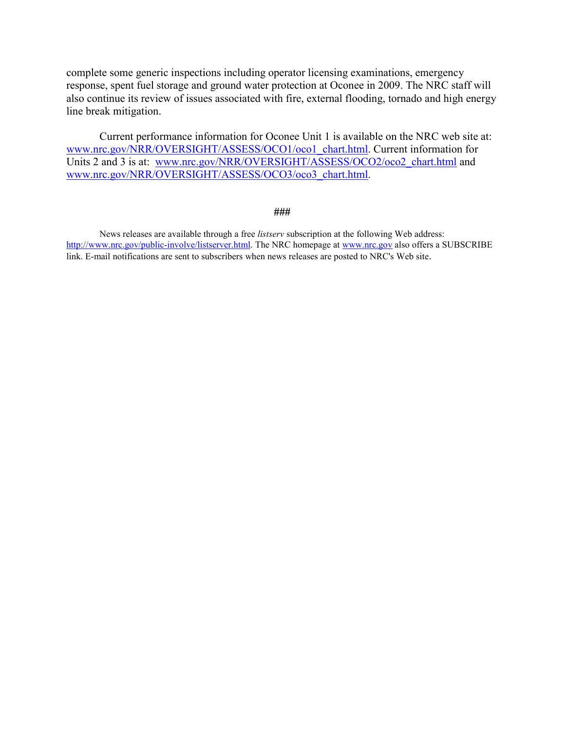complete some generic inspections including operator licensing examinations, emergency response, spent fuel storage and ground water protection at Oconee in 2009. The NRC staff will also continue its review of issues associated with fire, external flooding, tornado and high energy line break mitigation.

Current performance information for Oconee Unit 1 is available on the NRC web site at: www.nrc.gov/NRR/OVERSIGHT/ASSESS/OCO1/oco1_chart.html. Current information for Units 2 and 3 is at: www.nrc.gov/NRR/OVERSIGHT/ASSESS/OCO2/oco2_chart.html and www.nrc.gov/NRR/OVERSIGHT/ASSESS/OCO3/oco3_chart.html.

###

News releases are available through a free *listserv* subscription at the following Web address: http://www.nrc.gov/public-involve/listserver.html. The NRC homepage at www.nrc.gov also offers a SUBSCRIBE link. E-mail notifications are sent to subscribers when news releases are posted to NRC's Web site.